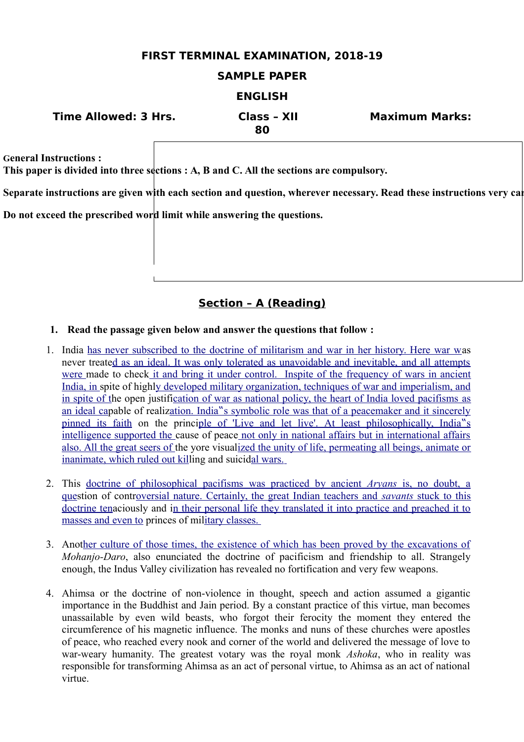**FIRST TERMINAL EXAMINATION, 2018-19**

**SAMPLE PAPER**

**ENGLISH**

**Time Allowed: 3 Hrs.** **Class – XII** **Maximum Marks: 80**

**General Instructions :**

**This paper is divided into three sections : A, B and C. All the sections are compulsory.**

**Separate instructions are given with each section and question, wherever necessary. Read these instructions very car**

**Do not exceed the prescribed word limit while answering the questions.**

## Section – A (Reading)

1. **Read the passage given below and answer the questions that follow :**

1. India has never subscribed to the doctrine of militarism and war in her history. Here war was never treated as an ideal. It was only tolerated as unavoidable and inevitable, and all attempts were made to check it and bring it under control. Inspite of the frequency of wars in ancient India, in spite of highly developed military organization, techniques of war and imperialism, and in spite of the open justification of war as national policy, the heart of India loved pacifisms as an ideal capable of realization. India‟s symbolic role was that of a peacemaker and it sincerely pinned its faith on the principle of 'Live and let live'. At least philosophically, India‟s intelligence supported the cause of peace not only in national affairs but in international affairs also. All the great seers of the yore visualized the unity of life, permeating all beings, animate or inanimate, which ruled out killing and suicidal wars.

2. This doctrine of philosophical pacifisms was practiced by ancient *Aryans* is, no doubt, a question of controversial nature. Certainly, the great Indian teachers and *savants* stuck to this doctrine tenaciously and in their personal life they translated it into practice and preached it to masses and even to princes of military classes.

3. Another culture of those times, the existence of which has been proved by the excavations of *Mohanjo-Daro*, also enunciated the doctrine of pacificism and friendship to all. Strangely enough, the Indus Valley civilization has revealed no fortification and very few weapons.

4. Ahimsa or the doctrine of non-violence in thought, speech and action assumed a gigantic importance in the Buddhist and Jain period. By a constant practice of this virtue, man becomes unassailable by even wild beasts, who forgot their ferocity the moment they entered the circumference of his magnetic influence. The monks and nuns of these churches were apostles of peace, who reached every nook and corner of the world and delivered the message of love to war-weary humanity. The greatest votary was the royal monk *Ashoka*, who in reality was responsible for transforming Ahimsa as an act of personal virtue, to Ahimsa as an act of national virtue.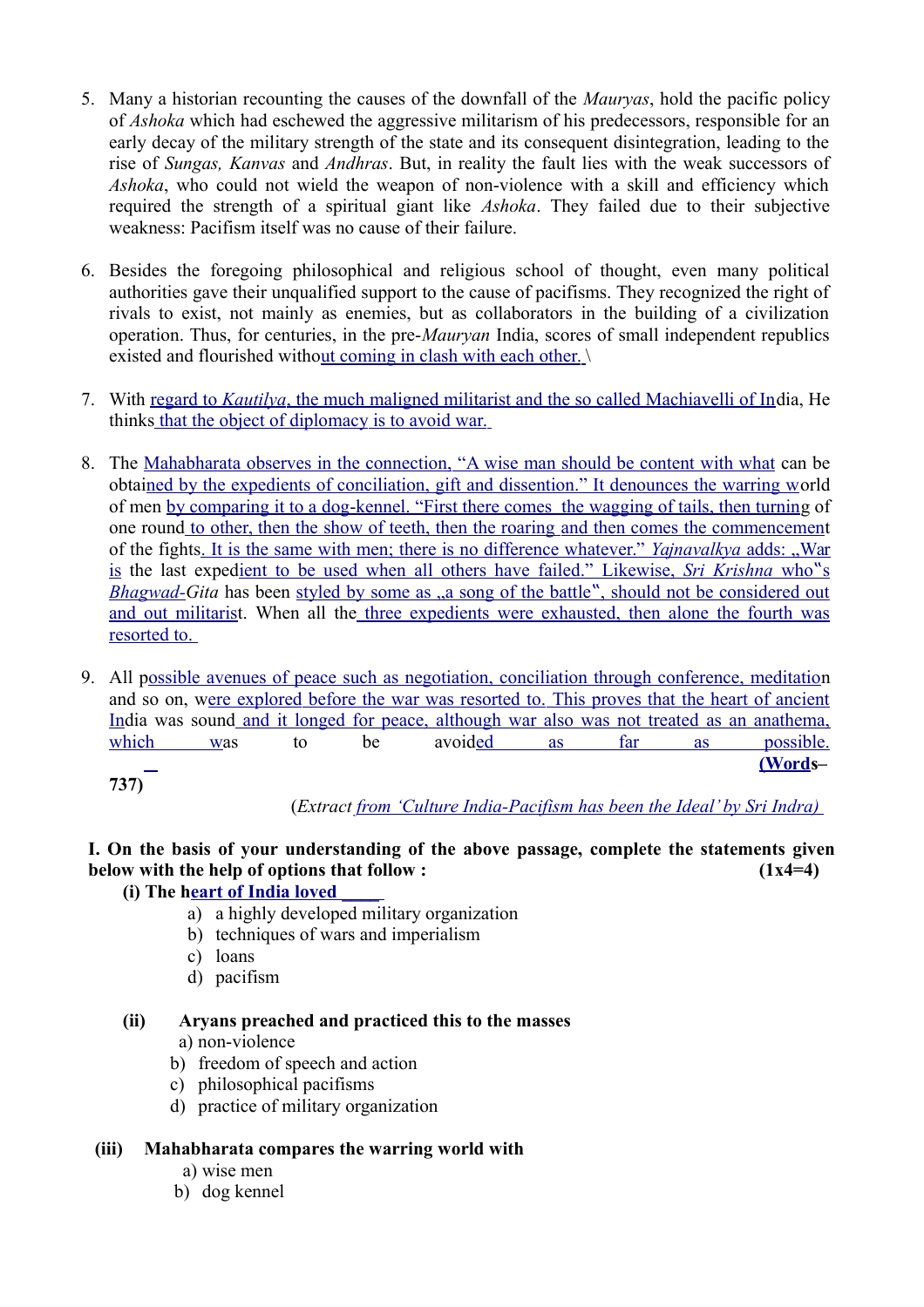5. Many a historian recounting the causes of the downfall of the *Mauryas*, hold the pacific policy of *Ashoka* which had eschewed the aggressive militarism of his predecessors, responsible for an early decay of the military strength of the state and its consequent disintegration, leading to the rise of *Sungas, Kanvas* and *Andhras*. But, in reality the fault lies with the weak successors of *Ashoka*, who could not wield the weapon of non-violence with a skill and efficiency which required the strength of a spiritual giant like *Ashoka*. They failed due to their subjective weakness: Pacifism itself was no cause of their failure.

6. Besides the foregoing philosophical and religious school of thought, even many political authorities gave their unqualified support to the cause of pacifisms. They recognized the right of rivals to exist, not mainly as enemies, but as collaborators in the building of a civilization operation. Thus, for centuries, in the pre-*Mauryan* India, scores of small independent republics existed and flourished without coming in clash with each other. \

7. With regard to *Kautilya*, the much maligned militarist and the so called Machiavelli of India, He thinks that the object of diplomacy is to avoid war.

8. The Mahabharata observes in the connection, "A wise man should be content with what can be obtained by the expedients of conciliation, gift and dissention." It denounces the warring world of men by comparing it to a dog-kennel. "First there comes the wagging of tails, then turning of one round to other, then the show of teeth, then the roaring and then comes the commencement of the fights. It is the same with men; there is no difference whatever." *Yajnavalkya* adds: „War is the last expedient to be used when all others have failed." Likewise, *Sri Krishna* who"s *Bhagwad-Gita* has been styled by some as „a song of the battle", should not be considered out and out militarist. When all the three expedients were exhausted, then alone the fourth was resorted to.

9. All possible avenues of peace such as negotiation, conciliation through conference, meditation and so on, were explored before the war was resorted to. This proves that the heart of ancient India was sound and it longed for peace, although war also was not treated as an anathema, which was to be avoided as far as possible. **(Words–737)**

(*Extract from 'Culture India-Pacifism has been the Ideal' by Sri Indra)*

**I. On the basis of your understanding of the above passage, complete the statements given below with the help of options that follow : (1x4=4)**

**(i) The heart of India loved \_\_\_\_**

a) a highly developed military organization
b) techniques of wars and imperialism
c) loans
d) pacifism

**(ii) Aryans preached and practiced this to the masses**

a) non-violence
b) freedom of speech and action
c) philosophical pacifisms
d) practice of military organization

**(iii) Mahabharata compares the warring world with**

a) wise men
b) dog kennel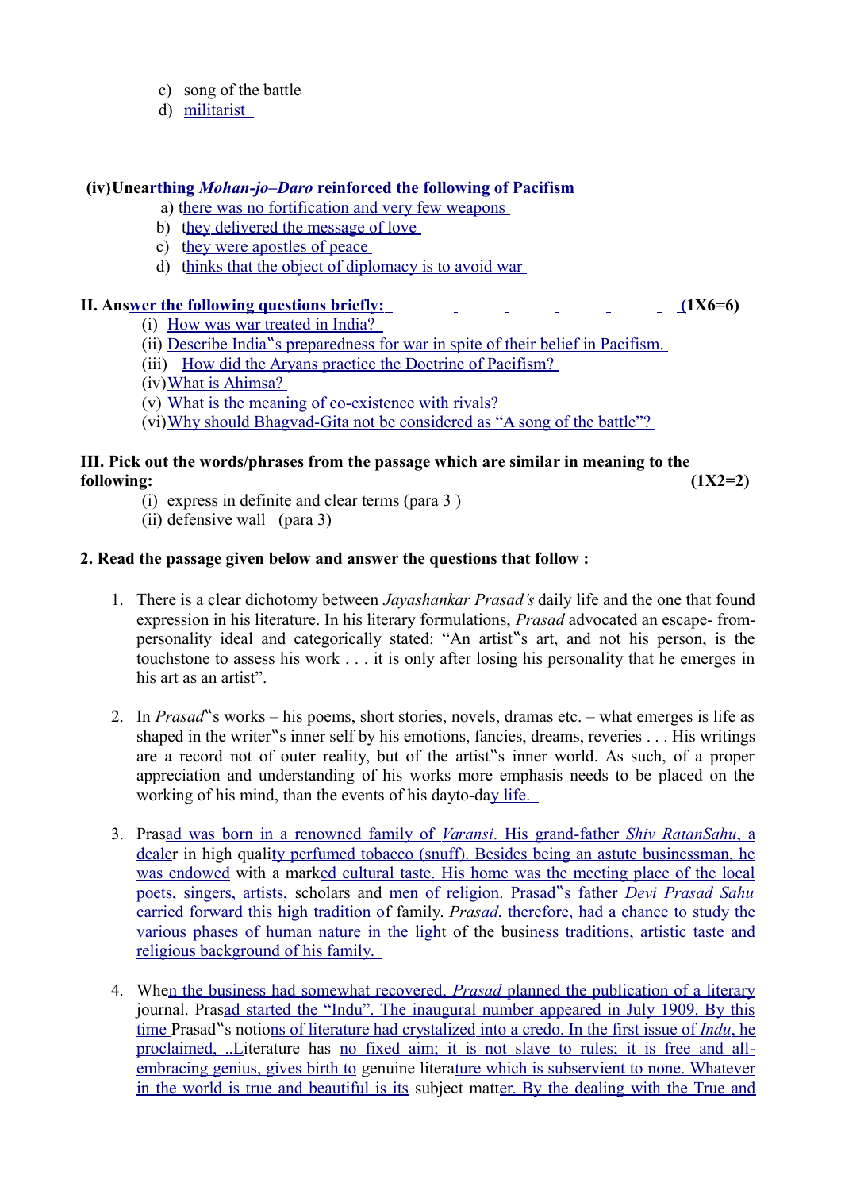c) song of the battle
d) militarist

**(iv) Unearthing *Mohan-jo–Daro* reinforced the following of Pacifism**

a) there was no fortification and very few weapons
b) they delivered the message of love
c) they were apostles of peace
d) thinks that the object of diplomacy is to avoid war

**II. Answer the following questions briefly: (1X6=6)**

(i) How was war treated in India?
(ii) Describe India‟s preparedness for war in spite of their belief in Pacifism.
(iii) How did the Aryans practice the Doctrine of Pacifism?
(iv) What is Ahimsa?
(v) What is the meaning of co-existence with rivals?
(vi) Why should Bhagvad-Gita not be considered as "A song of the battle"?

**III. Pick out the words/phrases from the passage which are similar in meaning to the following: (1X2=2)**

(i) express in definite and clear terms (para 3 )
(ii) defensive wall (para 3)

**2. Read the passage given below and answer the questions that follow :**

1. There is a clear dichotomy between *Jayashankar Prasad's* daily life and the one that found expression in his literature. In his literary formulations, *Prasad* advocated an escape- from-personality ideal and categorically stated: "An artist‟s art, and not his person, is the touchstone to assess his work . . . it is only after losing his personality that he emerges in his art as an artist".

2. In *Prasad*‟s works – his poems, short stories, novels, dramas etc. – what emerges is life as shaped in the writer‟s inner self by his emotions, fancies, dreams, reveries . . . His writings are a record not of outer reality, but of the artist‟s inner world. As such, of a proper appreciation and understanding of his works more emphasis needs to be placed on the working of his mind, than the events of his dayto-day life.

3. Prasad was born in a renowned family of *Varansi*. His grand-father *Shiv RatanSahu*, a dealer in high quality perfumed tobacco (snuff). Besides being an astute businessman, he was endowed with a marked cultural taste. His home was the meeting place of the local poets, singers, artists, scholars and men of religion. Prasad‟s father *Devi Prasad Sahu* carried forward this high tradition of family. *Prasad*, therefore, had a chance to study the various phases of human nature in the light of the business traditions, artistic taste and religious background of his family.

4. When the business had somewhat recovered, *Prasad* planned the publication of a literary journal. Prasad started the "Indu". The inaugural number appeared in July 1909. By this time Prasad‟s notions of literature had crystalized into a credo. In the first issue of *Indu*, he proclaimed, „Literature has no fixed aim; it is not slave to rules; it is free and all-embracing genius, gives birth to genuine literature which is subservient to none. Whatever in the world is true and beautiful is its subject matter. By the dealing with the True and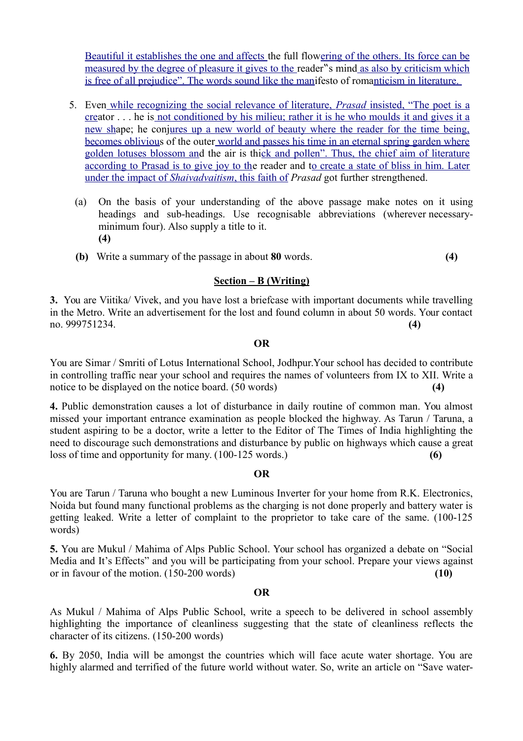Beautiful it establishes the one and affects the full flowering of the others. Its force can be measured by the degree of pleasure it gives to the reader"s mind as also by criticism which is free of all prejudice". The words sound like the manifesto of romanticism in literature.

5. Even while recognizing the social relevance of literature, *Prasad* insisted, "The poet is a creator . . . he is not conditioned by his milieu; rather it is he who moulds it and gives it a new shape; he conjures up a new world of beauty where the reader for the time being, becomes oblivious of the outer world and passes his time in an eternal spring garden where golden lotuses blossom and the air is thick and pollen". Thus, the chief aim of literature according to Prasad is to give joy to the reader and to create a state of bliss in him. Later under the impact of *Shaivadvaitism*, this faith of *Prasad* got further strengthened.

(a) On the basis of your understanding of the above passage make notes on it using headings and sub-headings. Use recognisable abbreviations (wherever necessary- minimum four). Also supply a title to it. **(4)**

**(b)** Write a summary of the passage in about **80** words. **(4)**

## Section – B (Writing)

**3.** You are Viitika/ Vivek, and you have lost a briefcase with important documents while travelling in the Metro. Write an advertisement for the lost and found column in about 50 words. Your contact no. 999751234. **(4)**

**OR**

You are Simar / Smriti of Lotus International School, Jodhpur.Your school has decided to contribute in controlling traffic near your school and requires the names of volunteers from IX to XII. Write a notice to be displayed on the notice board. (50 words) **(4)**

**4.** Public demonstration causes a lot of disturbance in daily routine of common man. You almost missed your important entrance examination as people blocked the highway. As Tarun / Taruna, a student aspiring to be a doctor, write a letter to the Editor of The Times of India highlighting the need to discourage such demonstrations and disturbance by public on highways which cause a great loss of time and opportunity for many. (100-125 words.) **(6)**

**OR**

You are Tarun / Taruna who bought a new Luminous Inverter for your home from R.K. Electronics, Noida but found many functional problems as the charging is not done properly and battery water is getting leaked. Write a letter of complaint to the proprietor to take care of the same. (100-125 words)

**5.** You are Mukul / Mahima of Alps Public School. Your school has organized a debate on "Social Media and It's Effects" and you will be participating from your school. Prepare your views against or in favour of the motion. (150-200 words) **(10)**

**OR**

As Mukul / Mahima of Alps Public School, write a speech to be delivered in school assembly highlighting the importance of cleanliness suggesting that the state of cleanliness reflects the character of its citizens. (150-200 words)

**6.** By 2050, India will be amongst the countries which will face acute water shortage. You are highly alarmed and terrified of the future world without water. So, write an article on "Save water-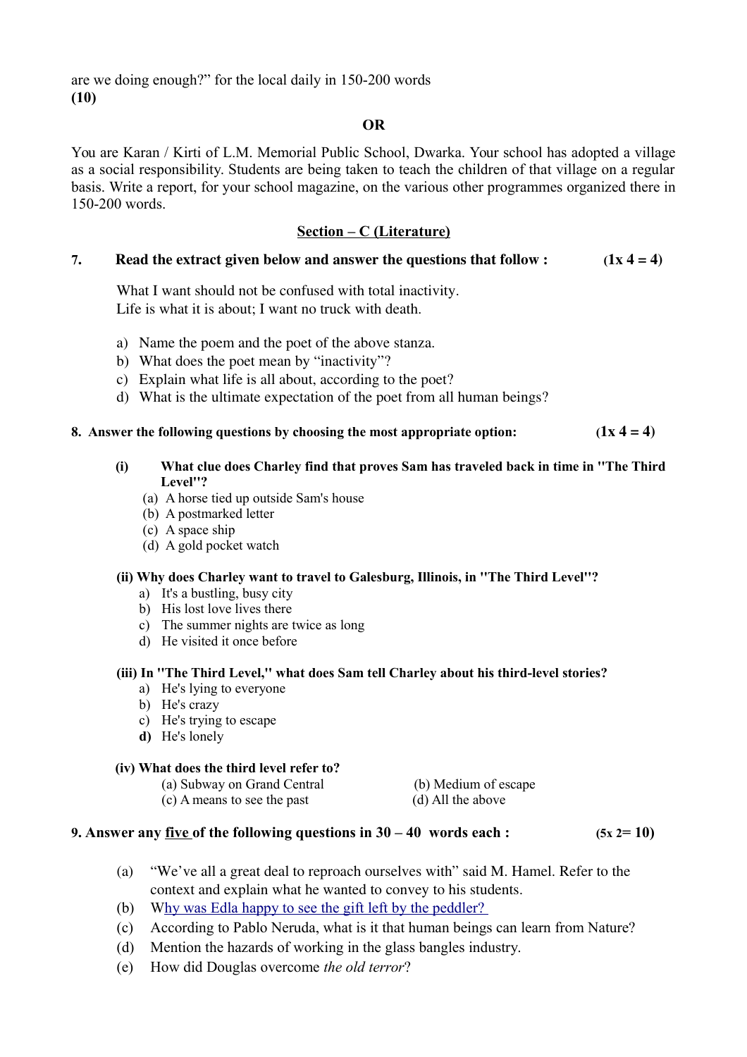are we doing enough?" for the local daily in 150-200 words
**(10)**

**OR**

You are Karan / Kirti of L.M. Memorial Public School, Dwarka. Your school has adopted a village as a social responsibility. Students are being taken to teach the children of that village on a regular basis. Write a report, for your school magazine, on the various other programmes organized there in 150-200 words.

## Section – C (Literature)

**7. Read the extract given below and answer the questions that follow : (1x 4 = 4)**

What I want should not be confused with total inactivity.
Life is what it is about; I want no truck with death.

a) Name the poem and the poet of the above stanza.
b) What does the poet mean by "inactivity"?
c) Explain what life is all about, according to the poet?
d) What is the ultimate expectation of the poet from all human beings?

**8. Answer the following questions by choosing the most appropriate option: (1x 4 = 4)**

**(i) What clue does Charley find that proves Sam has traveled back in time in "The Third Level"?**

(a) A horse tied up outside Sam's house
(b) A postmarked letter
(c) A space ship
(d) A gold pocket watch

**(ii) Why does Charley want to travel to Galesburg, Illinois, in "The Third Level"?**

a) It's a bustling, busy city
b) His lost love lives there
c) The summer nights are twice as long
d) He visited it once before

**(iii) In "The Third Level," what does Sam tell Charley about his third-level stories?**

a) He's lying to everyone
b) He's crazy
c) He's trying to escape
**d)** He's lonely

**(iv) What does the third level refer to?**

(a) Subway on Grand Central
(b) Medium of escape
(c) A means to see the past
(d) All the above

**9. Answer any five of the following questions in 30 – 40 words each : (5x 2= 10)**

(a) "We've all a great deal to reproach ourselves with" said M. Hamel. Refer to the context and explain what he wanted to convey to his students.
(b) Why was Edla happy to see the gift left by the peddler?
(c) According to Pablo Neruda, what is it that human beings can learn from Nature?
(d) Mention the hazards of working in the glass bangles industry.
(e) How did Douglas overcome *the old terror*?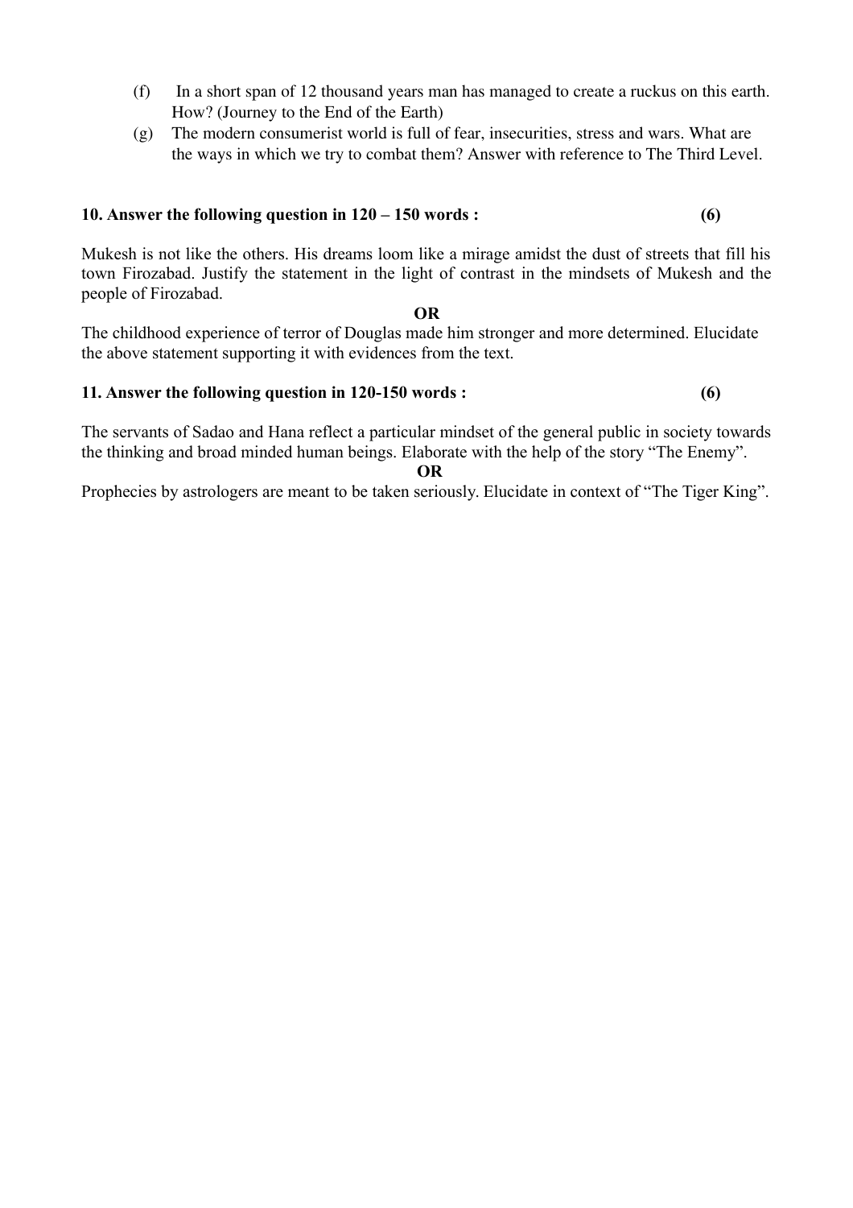(f) In a short span of 12 thousand years man has managed to create a ruckus on this earth. How? (Journey to the End of the Earth)

(g) The modern consumerist world is full of fear, insecurities, stress and wars. What are the ways in which we try to combat them? Answer with reference to The Third Level.

**10. Answer the following question in 120 – 150 words : (6)**

Mukesh is not like the others. His dreams loom like a mirage amidst the dust of streets that fill his town Firozabad. Justify the statement in the light of contrast in the mindsets of Mukesh and the people of Firozabad.

**OR**

The childhood experience of terror of Douglas made him stronger and more determined. Elucidate the above statement supporting it with evidences from the text.

**11. Answer the following question in 120-150 words : (6)**

The servants of Sadao and Hana reflect a particular mindset of the general public in society towards the thinking and broad minded human beings. Elaborate with the help of the story "The Enemy".

**OR**

Prophecies by astrologers are meant to be taken seriously. Elucidate in context of "The Tiger King".